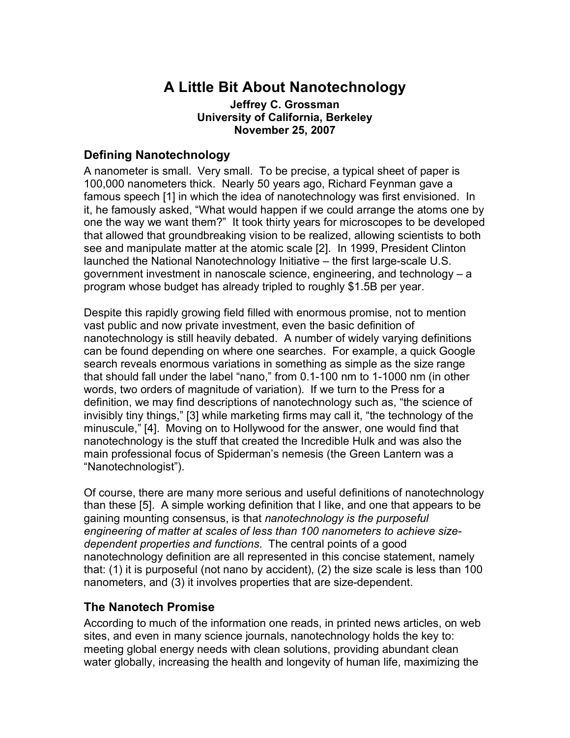# A Little Bit About Nanotechnology

**Jeffrey C. Grossman**
**University of California, Berkeley**
**November 25, 2007**

## Defining Nanotechnology

A nanometer is small. Very small. To be precise, a typical sheet of paper is 100,000 nanometers thick. Nearly 50 years ago, Richard Feynman gave a famous speech [1] in which the idea of nanotechnology was first envisioned. In it, he famously asked, "What would happen if we could arrange the atoms one by one the way we want them?" It took thirty years for microscopes to be developed that allowed that groundbreaking vision to be realized, allowing scientists to both see and manipulate matter at the atomic scale [2]. In 1999, President Clinton launched the National Nanotechnology Initiative – the first large-scale U.S. government investment in nanoscale science, engineering, and technology – a program whose budget has already tripled to roughly $1.5B per year.

Despite this rapidly growing field filled with enormous promise, not to mention vast public and now private investment, even the basic definition of nanotechnology is still heavily debated. A number of widely varying definitions can be found depending on where one searches. For example, a quick Google search reveals enormous variations in something as simple as the size range that should fall under the label "nano," from 0.1-100 nm to 1-1000 nm (in other words, two orders of magnitude of variation). If we turn to the Press for a definition, we may find descriptions of nanotechnology such as, "the science of invisibly tiny things," [3] while marketing firms may call it, "the technology of the minuscule," [4]. Moving on to Hollywood for the answer, one would find that nanotechnology is the stuff that created the Incredible Hulk and was also the main professional focus of Spiderman's nemesis (the Green Lantern was a "Nanotechnologist").

Of course, there are many more serious and useful definitions of nanotechnology than these [5]. A simple working definition that I like, and one that appears to be gaining mounting consensus, is that *nanotechnology is the purposeful engineering of matter at scales of less than 100 nanometers to achieve size-dependent properties and functions*. The central points of a good nanotechnology definition are all represented in this concise statement, namely that: (1) it is purposeful (not nano by accident), (2) the size scale is less than 100 nanometers, and (3) it involves properties that are size-dependent.

## The Nanotech Promise

According to much of the information one reads, in printed news articles, on web sites, and even in many science journals, nanotechnology holds the key to: meeting global energy needs with clean solutions, providing abundant clean water globally, increasing the health and longevity of human life, maximizing the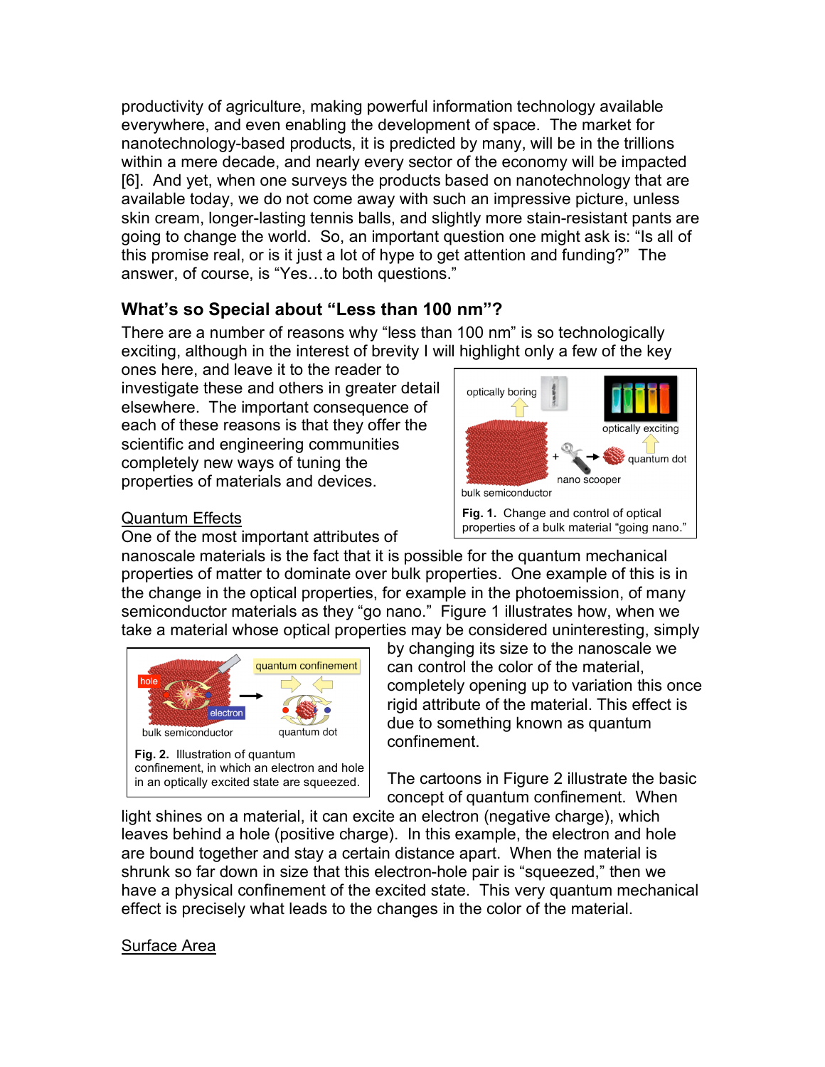productivity of agriculture, making powerful information technology available everywhere, and even enabling the development of space. The market for nanotechnology-based products, it is predicted by many, will be in the trillions within a mere decade, and nearly every sector of the economy will be impacted [6]. And yet, when one surveys the products based on nanotechnology that are available today, we do not come away with such an impressive picture, unless skin cream, longer-lasting tennis balls, and slightly more stain-resistant pants are going to change the world. So, an important question one might ask is: "Is all of this promise real, or is it just a lot of hype to get attention and funding?" The answer, of course, is "Yes…to both questions."

## What's so Special about "Less than 100 nm"?

There are a number of reasons why "less than 100 nm" is so technologically exciting, although in the interest of brevity I will highlight only a few of the key ones here, and leave it to the reader to investigate these and others in greater detail elsewhere. The important consequence of each of these reasons is that they offer the scientific and engineering communities completely new ways of tuning the properties of materials and devices.

**Fig. 1.** Change and control of optical properties of a bulk material "going nano."

### Quantum Effects

One of the most important attributes of nanoscale materials is the fact that it is possible for the quantum mechanical properties of matter to dominate over bulk properties. One example of this is in the change in the optical properties, for example in the photoemission, of many semiconductor materials as they "go nano." Figure 1 illustrates how, when we take a material whose optical properties may be considered uninteresting, simply by changing its size to the nanoscale we can control the color of the material, completely opening up to variation this once rigid attribute of the material. This effect is due to something known as quantum confinement.

**Fig. 2.** Illustration of quantum confinement, in which an electron and hole in an optically excited state are squeezed.

The cartoons in Figure 2 illustrate the basic concept of quantum confinement. When light shines on a material, it can excite an electron (negative charge), which leaves behind a hole (positive charge). In this example, the electron and hole are bound together and stay a certain distance apart. When the material is shrunk so far down in size that this electron-hole pair is "squeezed," then we have a physical confinement of the excited state. This very quantum mechanical effect is precisely what leads to the changes in the color of the material.

### Surface Area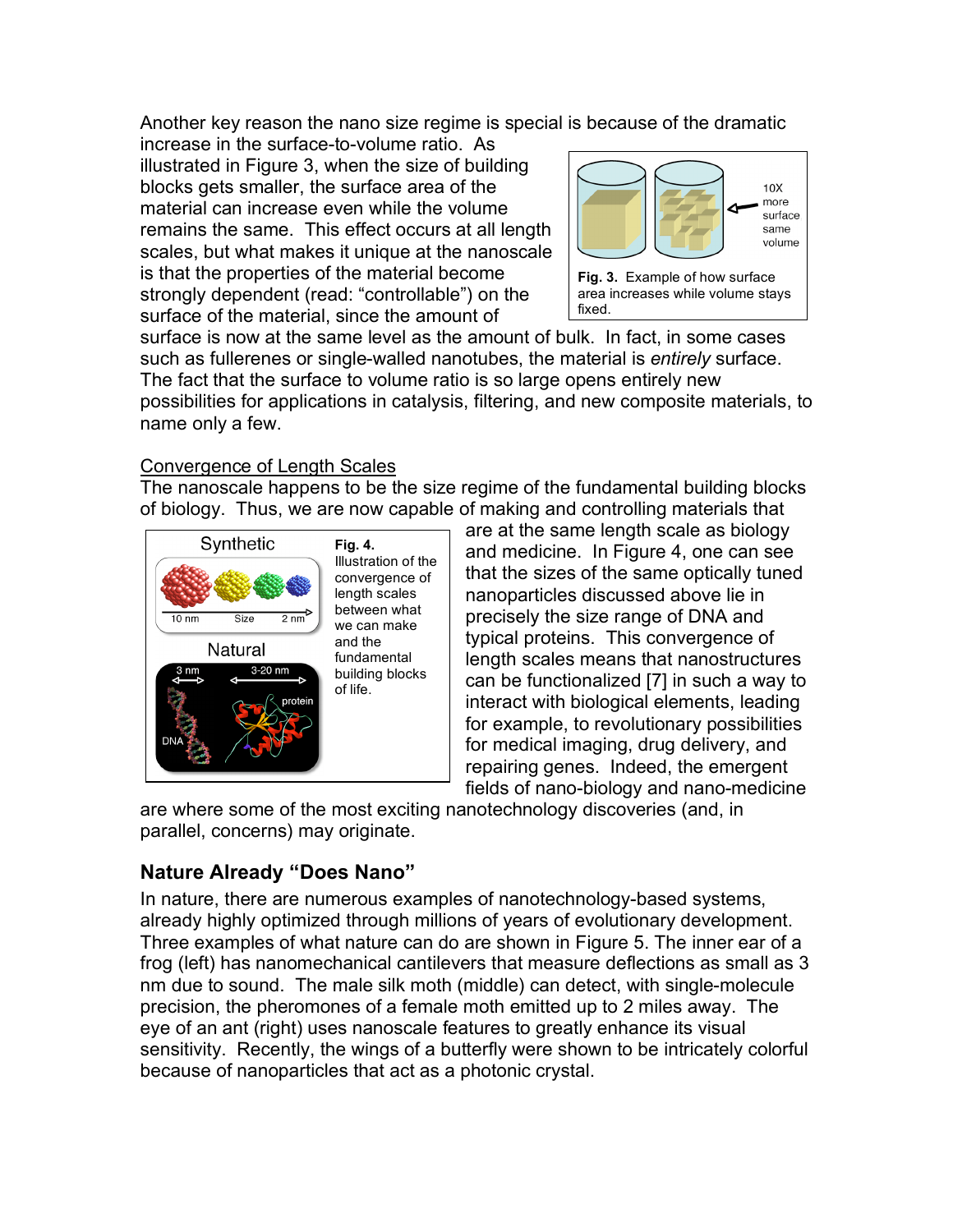Another key reason the nano size regime is special is because of the dramatic increase in the surface-to-volume ratio. As illustrated in Figure 3, when the size of building blocks gets smaller, the surface area of the material can increase even while the volume remains the same. This effect occurs at all length scales, but what makes it unique at the nanoscale is that the properties of the material become strongly dependent (read: "controllable") on the surface of the material, since the amount of surface is now at the same level as the amount of bulk. In fact, in some cases such as fullerenes or single-walled nanotubes, the material is *entirely* surface. The fact that the surface to volume ratio is so large opens entirely new possibilities for applications in catalysis, filtering, and new composite materials, to name only a few.

**Fig. 3.** Example of how surface area increases while volume stays fixed.

Convergence of Length Scales

The nanoscale happens to be the size regime of the fundamental building blocks of biology. Thus, we are now capable of making and controlling materials that are at the same length scale as biology and medicine. In Figure 4, one can see that the sizes of the same optically tuned nanoparticles discussed above lie in precisely the size range of DNA and typical proteins. This convergence of length scales means that nanostructures can be functionalized [7] in such a way to interact with biological elements, leading for example, to revolutionary possibilities for medical imaging, drug delivery, and repairing genes. Indeed, the emergent fields of nano-biology and nano-medicine are where some of the most exciting nanotechnology discoveries (and, in parallel, concerns) may originate.

**Fig. 4.** Illustration of the convergence of length scales between what we can make and the fundamental building blocks of life.

## Nature Already "Does Nano"

In nature, there are numerous examples of nanotechnology-based systems, already highly optimized through millions of years of evolutionary development. Three examples of what nature can do are shown in Figure 5. The inner ear of a frog (left) has nanomechanical cantilevers that measure deflections as small as 3 nm due to sound. The male silk moth (middle) can detect, with single-molecule precision, the pheromones of a female moth emitted up to 2 miles away. The eye of an ant (right) uses nanoscale features to greatly enhance its visual sensitivity. Recently, the wings of a butterfly were shown to be intricately colorful because of nanoparticles that act as a photonic crystal.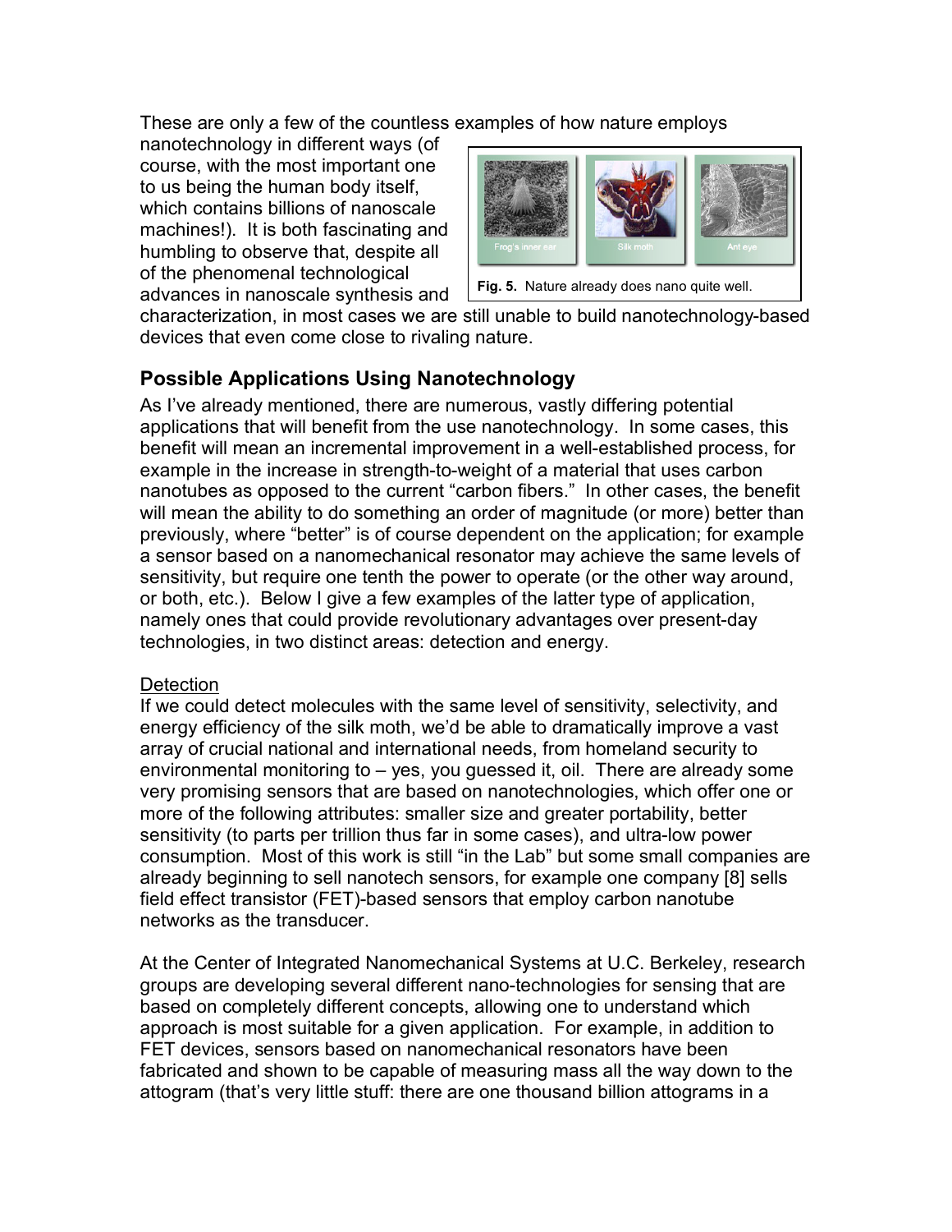These are only a few of the countless examples of how nature employs nanotechnology in different ways (of course, with the most important one to us being the human body itself, which contains billions of nanoscale machines!). It is both fascinating and humbling to observe that, despite all of the phenomenal technological advances in nanoscale synthesis and characterization, in most cases we are still unable to build nanotechnology-based devices that even come close to rivaling nature.

**Fig. 5.** Nature already does nano quite well.

## Possible Applications Using Nanotechnology

As I've already mentioned, there are numerous, vastly differing potential applications that will benefit from the use nanotechnology. In some cases, this benefit will mean an incremental improvement in a well-established process, for example in the increase in strength-to-weight of a material that uses carbon nanotubes as opposed to the current "carbon fibers." In other cases, the benefit will mean the ability to do something an order of magnitude (or more) better than previously, where "better" is of course dependent on the application; for example a sensor based on a nanomechanical resonator may achieve the same levels of sensitivity, but require one tenth the power to operate (or the other way around, or both, etc.). Below I give a few examples of the latter type of application, namely ones that could provide revolutionary advantages over present-day technologies, in two distinct areas: detection and energy.

### Detection

If we could detect molecules with the same level of sensitivity, selectivity, and energy efficiency of the silk moth, we'd be able to dramatically improve a vast array of crucial national and international needs, from homeland security to environmental monitoring to – yes, you guessed it, oil. There are already some very promising sensors that are based on nanotechnologies, which offer one or more of the following attributes: smaller size and greater portability, better sensitivity (to parts per trillion thus far in some cases), and ultra-low power consumption. Most of this work is still "in the Lab" but some small companies are already beginning to sell nanotech sensors, for example one company [8] sells field effect transistor (FET)-based sensors that employ carbon nanotube networks as the transducer.

At the Center of Integrated Nanomechanical Systems at U.C. Berkeley, research groups are developing several different nano-technologies for sensing that are based on completely different concepts, allowing one to understand which approach is most suitable for a given application. For example, in addition to FET devices, sensors based on nanomechanical resonators have been fabricated and shown to be capable of measuring mass all the way down to the attogram (that's very little stuff: there are one thousand billion attograms in a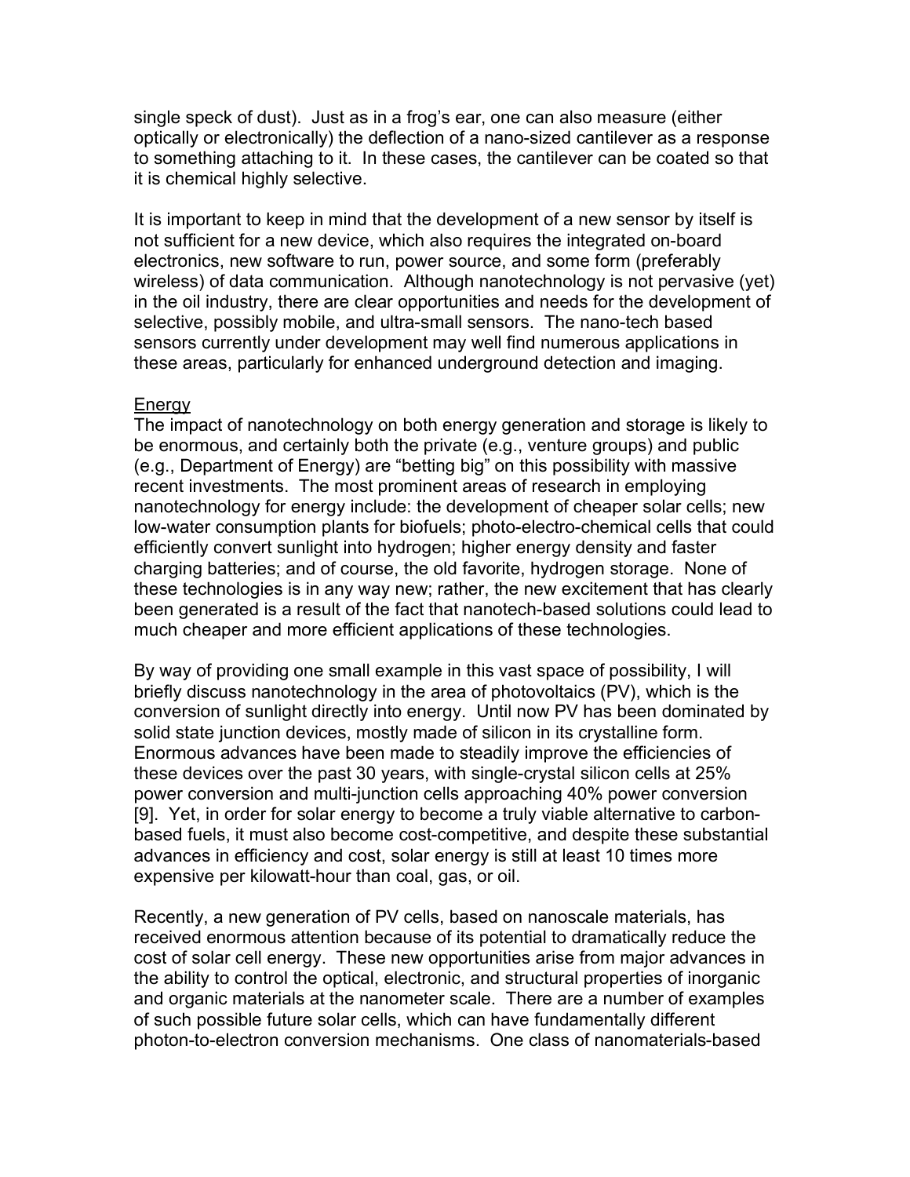single speck of dust). Just as in a frog's ear, one can also measure (either optically or electronically) the deflection of a nano-sized cantilever as a response to something attaching to it. In these cases, the cantilever can be coated so that it is chemical highly selective.

It is important to keep in mind that the development of a new sensor by itself is not sufficient for a new device, which also requires the integrated on-board electronics, new software to run, power source, and some form (preferably wireless) of data communication. Although nanotechnology is not pervasive (yet) in the oil industry, there are clear opportunities and needs for the development of selective, possibly mobile, and ultra-small sensors. The nano-tech based sensors currently under development may well find numerous applications in these areas, particularly for enhanced underground detection and imaging.

## Energy

The impact of nanotechnology on both energy generation and storage is likely to be enormous, and certainly both the private (e.g., venture groups) and public (e.g., Department of Energy) are "betting big" on this possibility with massive recent investments. The most prominent areas of research in employing nanotechnology for energy include: the development of cheaper solar cells; new low-water consumption plants for biofuels; photo-electro-chemical cells that could efficiently convert sunlight into hydrogen; higher energy density and faster charging batteries; and of course, the old favorite, hydrogen storage. None of these technologies is in any way new; rather, the new excitement that has clearly been generated is a result of the fact that nanotech-based solutions could lead to much cheaper and more efficient applications of these technologies.

By way of providing one small example in this vast space of possibility, I will briefly discuss nanotechnology in the area of photovoltaics (PV), which is the conversion of sunlight directly into energy. Until now PV has been dominated by solid state junction devices, mostly made of silicon in its crystalline form. Enormous advances have been made to steadily improve the efficiencies of these devices over the past 30 years, with single-crystal silicon cells at 25% power conversion and multi-junction cells approaching 40% power conversion [9]. Yet, in order for solar energy to become a truly viable alternative to carbon-based fuels, it must also become cost-competitive, and despite these substantial advances in efficiency and cost, solar energy is still at least 10 times more expensive per kilowatt-hour than coal, gas, or oil.

Recently, a new generation of PV cells, based on nanoscale materials, has received enormous attention because of its potential to dramatically reduce the cost of solar cell energy. These new opportunities arise from major advances in the ability to control the optical, electronic, and structural properties of inorganic and organic materials at the nanometer scale. There are a number of examples of such possible future solar cells, which can have fundamentally different photon-to-electron conversion mechanisms. One class of nanomaterials-based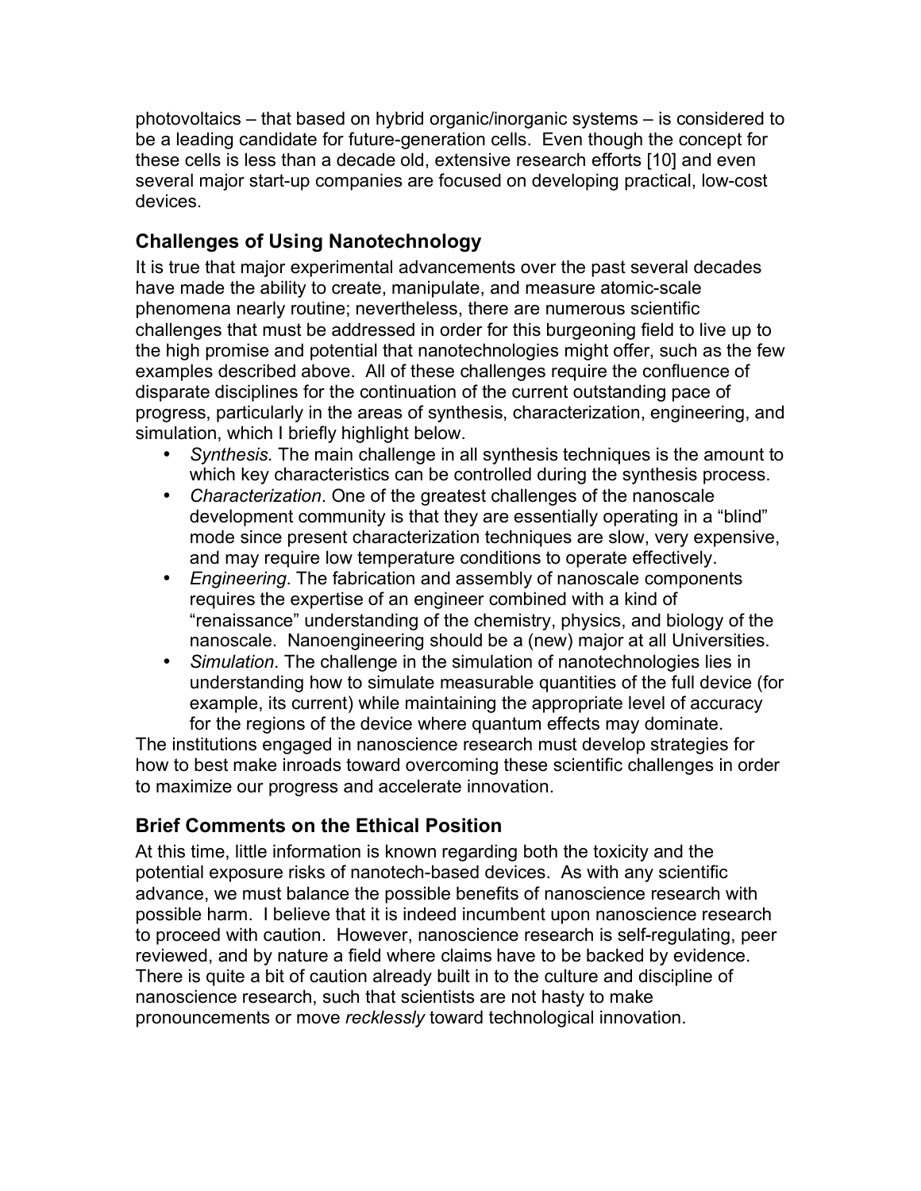photovoltaics – that based on hybrid organic/inorganic systems – is considered to be a leading candidate for future-generation cells. Even though the concept for these cells is less than a decade old, extensive research efforts [10] and even several major start-up companies are focused on developing practical, low-cost devices.

## Challenges of Using Nanotechnology

It is true that major experimental advancements over the past several decades have made the ability to create, manipulate, and measure atomic-scale phenomena nearly routine; nevertheless, there are numerous scientific challenges that must be addressed in order for this burgeoning field to live up to the high promise and potential that nanotechnologies might offer, such as the few examples described above. All of these challenges require the confluence of disparate disciplines for the continuation of the current outstanding pace of progress, particularly in the areas of synthesis, characterization, engineering, and simulation, which I briefly highlight below.

- *Synthesis*. The main challenge in all synthesis techniques is the amount to which key characteristics can be controlled during the synthesis process.
- *Characterization*. One of the greatest challenges of the nanoscale development community is that they are essentially operating in a "blind" mode since present characterization techniques are slow, very expensive, and may require low temperature conditions to operate effectively.
- *Engineering*. The fabrication and assembly of nanoscale components requires the expertise of an engineer combined with a kind of "renaissance" understanding of the chemistry, physics, and biology of the nanoscale. Nanoengineering should be a (new) major at all Universities.
- *Simulation*. The challenge in the simulation of nanotechnologies lies in understanding how to simulate measurable quantities of the full device (for example, its current) while maintaining the appropriate level of accuracy for the regions of the device where quantum effects may dominate.

The institutions engaged in nanoscience research must develop strategies for how to best make inroads toward overcoming these scientific challenges in order to maximize our progress and accelerate innovation.

## Brief Comments on the Ethical Position

At this time, little information is known regarding both the toxicity and the potential exposure risks of nanotech-based devices. As with any scientific advance, we must balance the possible benefits of nanoscience research with possible harm. I believe that it is indeed incumbent upon nanoscience research to proceed with caution. However, nanoscience research is self-regulating, peer reviewed, and by nature a field where claims have to be backed by evidence. There is quite a bit of caution already built in to the culture and discipline of nanoscience research, such that scientists are not hasty to make pronouncements or move *recklessly* toward technological innovation.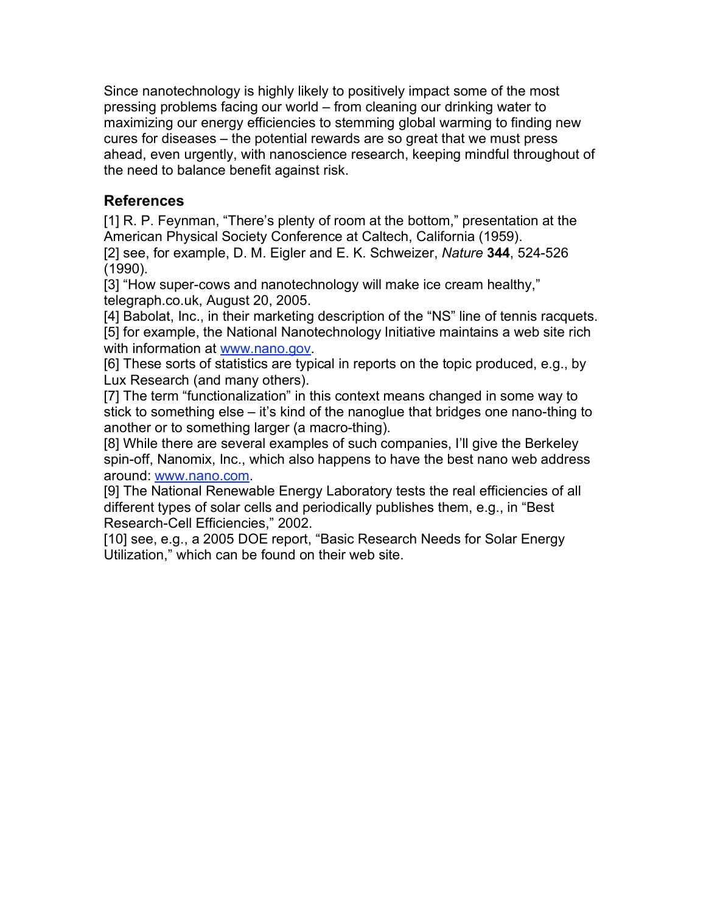Since nanotechnology is highly likely to positively impact some of the most pressing problems facing our world – from cleaning our drinking water to maximizing our energy efficiencies to stemming global warming to finding new cures for diseases – the potential rewards are so great that we must press ahead, even urgently, with nanoscience research, keeping mindful throughout of the need to balance benefit against risk.

## References

[1] R. P. Feynman, "There's plenty of room at the bottom," presentation at the American Physical Society Conference at Caltech, California (1959).
[2] see, for example, D. M. Eigler and E. K. Schweizer, *Nature* **344**, 524-526 (1990).
[3] "How super-cows and nanotechnology will make ice cream healthy," telegraph.co.uk, August 20, 2005.
[4] Babolat, Inc., in their marketing description of the "NS" line of tennis racquets.
[5] for example, the National Nanotechnology Initiative maintains a web site rich with information at [www.nano.gov](http://www.nano.gov).
[6] These sorts of statistics are typical in reports on the topic produced, e.g., by Lux Research (and many others).
[7] The term "functionalization" in this context means changed in some way to stick to something else – it's kind of the nanoglue that bridges one nano-thing to another or to something larger (a macro-thing).
[8] While there are several examples of such companies, I'll give the Berkeley spin-off, Nanomix, Inc., which also happens to have the best nano web address around: [www.nano.com](http://www.nano.com).
[9] The National Renewable Energy Laboratory tests the real efficiencies of all different types of solar cells and periodically publishes them, e.g., in "Best Research-Cell Efficiencies," 2002.
[10] see, e.g., a 2005 DOE report, "Basic Research Needs for Solar Energy Utilization," which can be found on their web site.